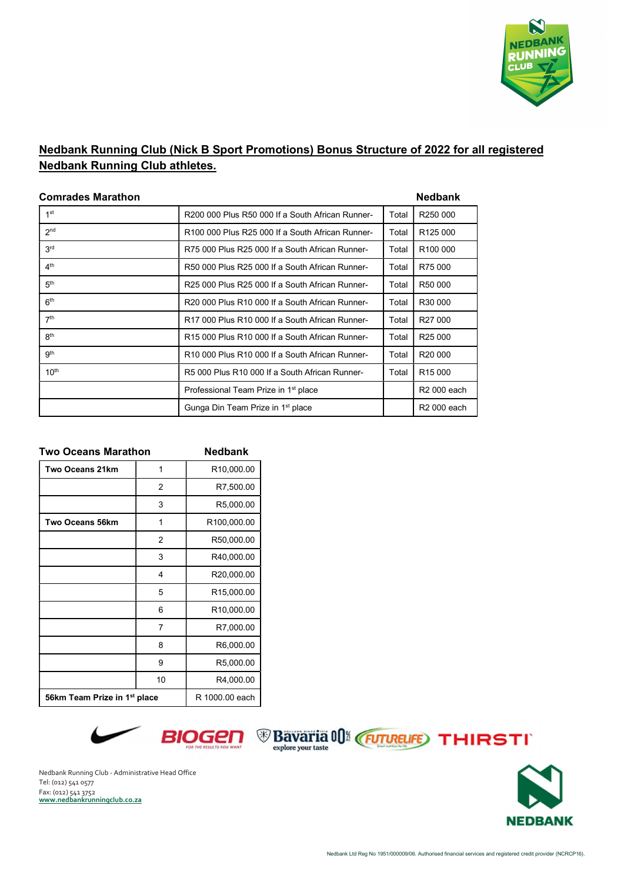# Nedbank Running Club (Nick B Sport Promotions) Bonus Structure of 2022 for all registered Nedbank Running Club athletes.

## Comrades Marathon

| | | | Nedbank |
|---|---|---|---|
| 1st | R200 000 Plus R50 000 If a South African Runner- | Total | R250 000 |
| 2nd | R100 000 Plus R25 000 If a South African Runner- | Total | R125 000 |
| 3rd | R75 000 Plus R25 000 If a South African Runner- | Total | R100 000 |
| 4th | R50 000 Plus R25 000 If a South African Runner- | Total | R75 000 |
| 5th | R25 000 Plus R25 000 If a South African Runner- | Total | R50 000 |
| 6th | R20 000 Plus R10 000 If a South African Runner- | Total | R30 000 |
| 7th | R17 000 Plus R10 000 If a South African Runner- | Total | R27 000 |
| 8th | R15 000 Plus R10 000 If a South African Runner- | Total | R25 000 |
| 9th | R10 000 Plus R10 000 If a South African Runner- | Total | R20 000 |
| 10th | R5 000 Plus R10 000 If a South African Runner- | Total | R15 000 |
| | Professional Team Prize in 1st place | | R2 000 each |
| | Gunga Din Team Prize in 1st place | | R2 000 each |

## Two Oceans Marathon

| | | Nedbank |
|---|---|---|
| **Two Oceans 21km** | 1 | R10,000.00 |
| | 2 | R7,500.00 |
| | 3 | R5,000.00 |
| **Two Oceans 56km** | 1 | R100,000.00 |
| | 2 | R50,000.00 |
| | 3 | R40,000.00 |
| | 4 | R20,000.00 |
| | 5 | R15,000.00 |
| | 6 | R10,000.00 |
| | 7 | R7,000.00 |
| | 8 | R6,000.00 |
| | 9 | R5,000.00 |
| | 10 | R4,000.00 |
| **56km Team Prize in 1st place** | | R 1000.00 each |

Nedbank Running Club - Administrative Head Office
Tel: (012) 541 0577
Fax: (012) 541 3752
www.nedbankrunningclub.co.za

Nedbank Ltd Reg No 1951/000009/06. Authorised financial services and registered credit provider (NCRCP16).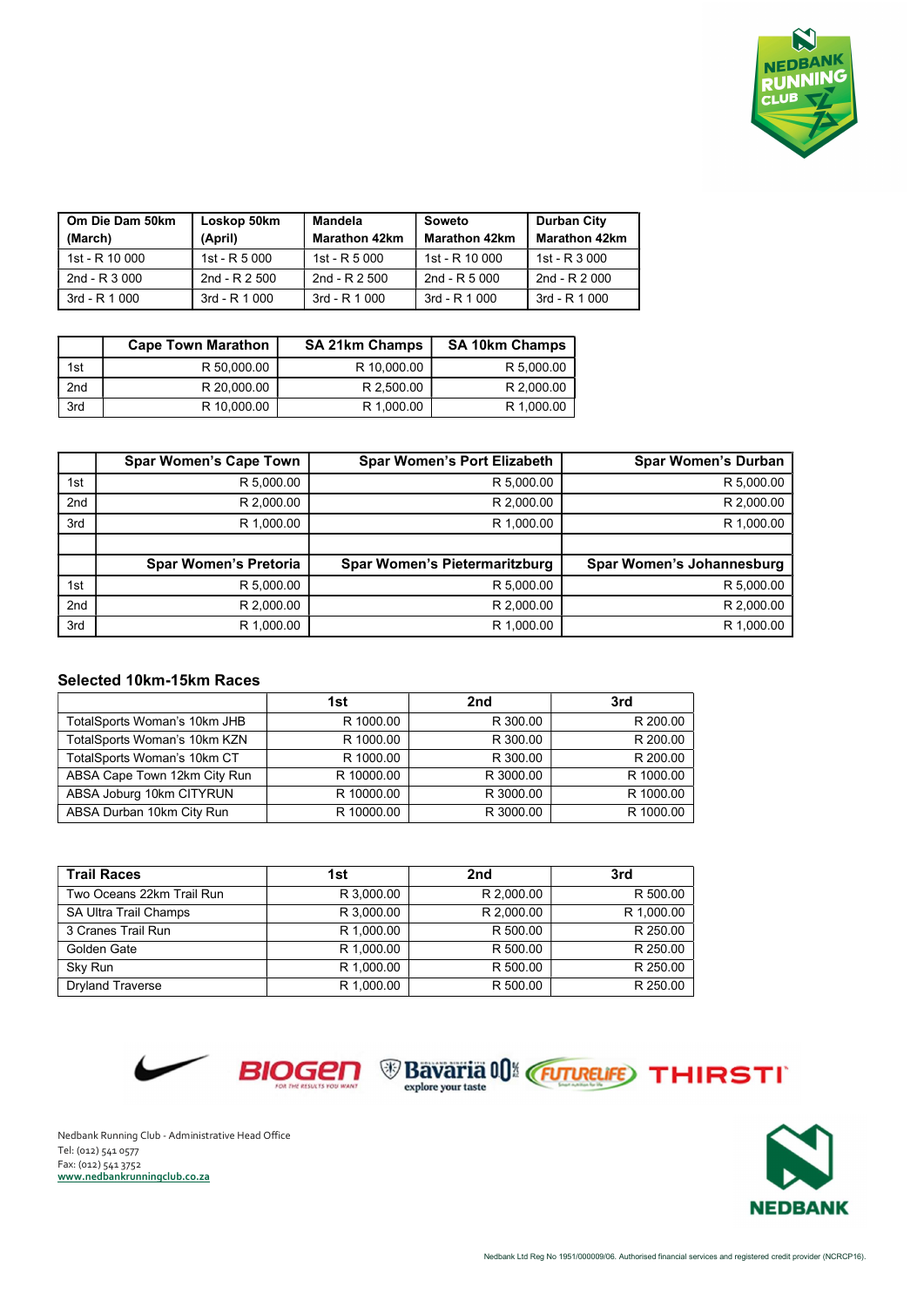| Om Die Dam 50km (March) | Loskop 50km (April) | Mandela Marathon 42km | Soweto Marathon 42km | Durban City Marathon 42km |
|---|---|---|---|---|
| 1st - R 10 000 | 1st - R 5 000 | 1st - R 5 000 | 1st - R 10 000 | 1st - R 3 000 |
| 2nd - R 3 000 | 2nd - R 2 500 | 2nd - R 2 500 | 2nd - R 5 000 | 2nd - R 2 000 |
| 3rd - R 1 000 | 3rd - R 1 000 | 3rd - R 1 000 | 3rd - R 1 000 | 3rd - R 1 000 |

| | Cape Town Marathon | SA 21km Champs | SA 10km Champs |
|---|---|---|---|
| 1st | R 50,000.00 | R 10,000.00 | R 5,000.00 |
| 2nd | R 20,000.00 | R 2,500.00 | R 2,000.00 |
| 3rd | R 10,000.00 | R 1,000.00 | R 1,000.00 |

| | Spar Women's Cape Town | Spar Women's Port Elizabeth | Spar Women's Durban |
|---|---|---|---|
| 1st | R 5,000.00 | R 5,000.00 | R 5,000.00 |
| 2nd | R 2,000.00 | R 2,000.00 | R 2,000.00 |
| 3rd | R 1,000.00 | R 1,000.00 | R 1,000.00 |
| | | | |
| | **Spar Women's Pretoria** | **Spar Women's Pietermaritzburg** | **Spar Women's Johannesburg** |
| 1st | R 5,000.00 | R 5,000.00 | R 5,000.00 |
| 2nd | R 2,000.00 | R 2,000.00 | R 2,000.00 |
| 3rd | R 1,000.00 | R 1,000.00 | R 1,000.00 |

### Selected 10km-15km Races

| | 1st | 2nd | 3rd |
|---|---|---|---|
| TotalSports Woman's 10km JHB | R 1000.00 | R 300.00 | R 200.00 |
| TotalSports Woman's 10km KZN | R 1000.00 | R 300.00 | R 200.00 |
| TotalSports Woman's 10km CT | R 1000.00 | R 300.00 | R 200.00 |
| ABSA Cape Town 12km City Run | R 10000.00 | R 3000.00 | R 1000.00 |
| ABSA Joburg 10km CITYRUN | R 10000.00 | R 3000.00 | R 1000.00 |
| ABSA Durban 10km City Run | R 10000.00 | R 3000.00 | R 1000.00 |

| Trail Races | 1st | 2nd | 3rd |
|---|---|---|---|
| Two Oceans 22km Trail Run | R 3,000.00 | R 2,000.00 | R 500.00 |
| SA Ultra Trail Champs | R 3,000.00 | R 2,000.00 | R 1,000.00 |
| 3 Cranes Trail Run | R 1,000.00 | R 500.00 | R 250.00 |
| Golden Gate | R 1,000.00 | R 500.00 | R 250.00 |
| Sky Run | R 1,000.00 | R 500.00 | R 250.00 |
| Dryland Traverse | R 1,000.00 | R 500.00 | R 250.00 |

Nedbank Running Club - Administrative Head Office
Tel: (012) 541 0577
Fax: (012) 541 3752
www.nedbankrunningclub.co.za

Nedbank Ltd Reg No 1951/000009/06. Authorised financial services and registered credit provider (NCRCP16).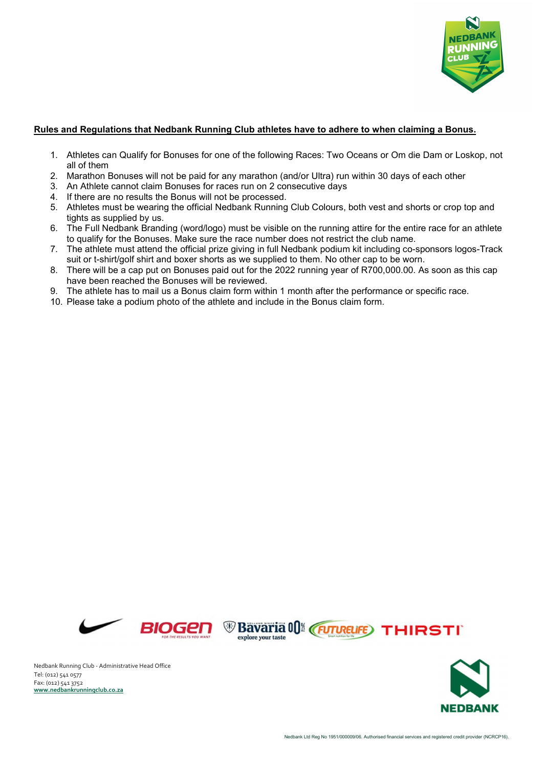**Rules and Regulations that Nedbank Running Club athletes have to adhere to when claiming a Bonus.**

1. Athletes can Qualify for Bonuses for one of the following Races: Two Oceans or Om die Dam or Loskop, not all of them
2. Marathon Bonuses will not be paid for any marathon (and/or Ultra) run within 30 days of each other
3. An Athlete cannot claim Bonuses for races run on 2 consecutive days
4. If there are no results the Bonus will not be processed.
5. Athletes must be wearing the official Nedbank Running Club Colours, both vest and shorts or crop top and tights as supplied by us.
6. The Full Nedbank Branding (word/logo) must be visible on the running attire for the entire race for an athlete to qualify for the Bonuses. Make sure the race number does not restrict the club name.
7. The athlete must attend the official prize giving in full Nedbank podium kit including co-sponsors logos-Track suit or t-shirt/golf shirt and boxer shorts as we supplied to them. No other cap to be worn.
8. There will be a cap put on Bonuses paid out for the 2022 running year of R700,000.00. As soon as this cap have been reached the Bonuses will be reviewed.
9. The athlete has to mail us a Bonus claim form within 1 month after the performance or specific race.
10. Please take a podium photo of the athlete and include in the Bonus claim form.

Nedbank Running Club - Administrative Head Office
Tel: (012) 541 0577
Fax: (012) 541 3752
www.nedbankrunningclub.co.za

Nedbank Ltd Reg No 1951/000009/06. Authorised financial services and registered credit provider (NCRCP16).